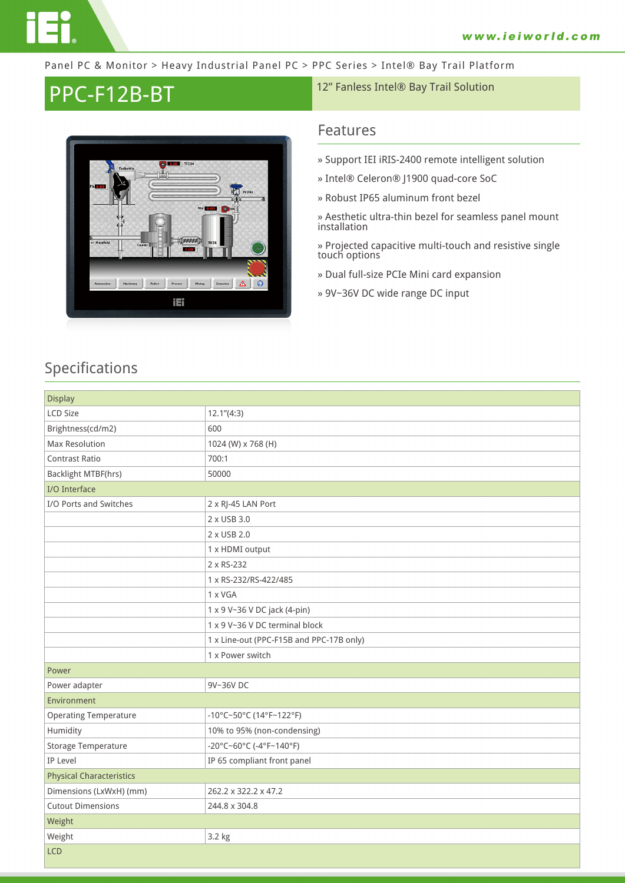Panel PC & Monitor > Heavy Industrial Panel PC > PPC Series > Intel® Bay Trail Platform

# PPC-F12B-BT

12" Fanless Intel® Bay Trail Solution

## Features

» Support IEI iRIS-2400 remote intelligent solution

» Intel® Celeron® J1900 quad-core SoC

» Robust IP65 aluminum front bezel

» Aesthetic ultra-thin bezel for seamless panel mount installation

» Projected capacitive multi-touch and resistive single touch options

» Dual full-size PCIe Mini card expansion

» 9V~36V DC wide range DC input

## Specifications

| Display | |
|---|---|
| LCD Size | 12.1"(4:3) |
| Brightness(cd/m2) | 600 |
| Max Resolution | 1024 (W) x 768 (H) |
| Contrast Ratio | 700:1 |
| Backlight MTBF(hrs) | 50000 |
| I/O Interface | |
| I/O Ports and Switches | 2 x RJ-45 LAN Port |
| | 2 x USB 3.0 |
| | 2 x USB 2.0 |
| | 1 x HDMI output |
| | 2 x RS-232 |
| | 1 x RS-232/RS-422/485 |
| | 1 x VGA |
| | 1 x 9 V~36 V DC jack (4-pin) |
| | 1 x 9 V~36 V DC terminal block |
| | 1 x Line-out (PPC-F15B and PPC-17B only) |
| | 1 x Power switch |
| Power | |
| Power adapter | 9V~36V DC |
| Environment | |
| Operating Temperature | -10°C~50°C (14°F~122°F) |
| Humidity | 10% to 95% (non-condensing) |
| Storage Temperature | -20°C~60°C (-4°F~140°F) |
| IP Level | IP 65 compliant front panel |
| Physical Characteristics | |
| Dimensions (LxWxH) (mm) | 262.2 x 322.2 x 47.2 |
| Cutout Dimensions | 244.8 x 304.8 |
| Weight | |
| Weight | 3.2 kg |
| LCD | |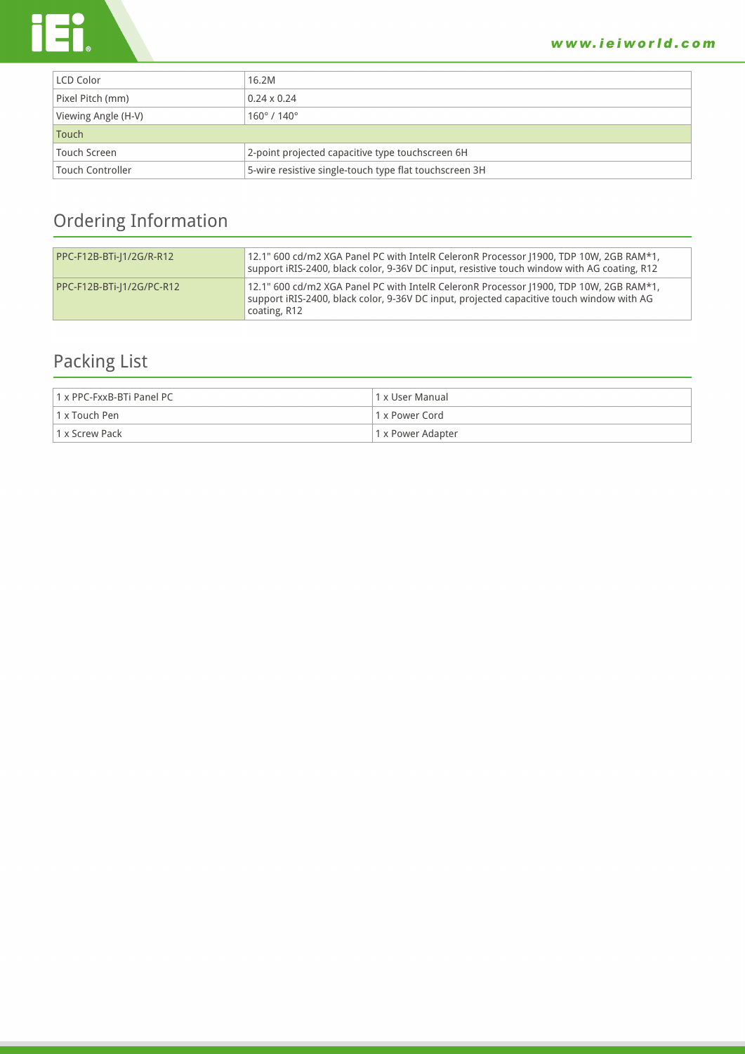| | |
|---|---|
| LCD Color | 16.2M |
| Pixel Pitch (mm) | 0.24 x 0.24 |
| Viewing Angle (H-V) | 160° / 140° |
| Touch | |
| Touch Screen | 2-point projected capacitive type touchscreen 6H |
| Touch Controller | 5-wire resistive single-touch type flat touchscreen 3H |

## Ordering Information

| | |
|---|---|
| PPC-F12B-BTi-J1/2G/R-R12 | 12.1" 600 cd/m2 XGA Panel PC with IntelR CeleronR Processor J1900, TDP 10W, 2GB RAM*1, support iRIS-2400, black color, 9-36V DC input, resistive touch window with AG coating, R12 |
| PPC-F12B-BTi-J1/2G/PC-R12 | 12.1" 600 cd/m2 XGA Panel PC with IntelR CeleronR Processor J1900, TDP 10W, 2GB RAM*1, support iRIS-2400, black color, 9-36V DC input, projected capacitive touch window with AG coating, R12 |

## Packing List

| | |
|---|---|
| 1 x PPC-FxxB-BTi Panel PC | 1 x User Manual |
| 1 x Touch Pen | 1 x Power Cord |
| 1 x Screw Pack | 1 x Power Adapter |